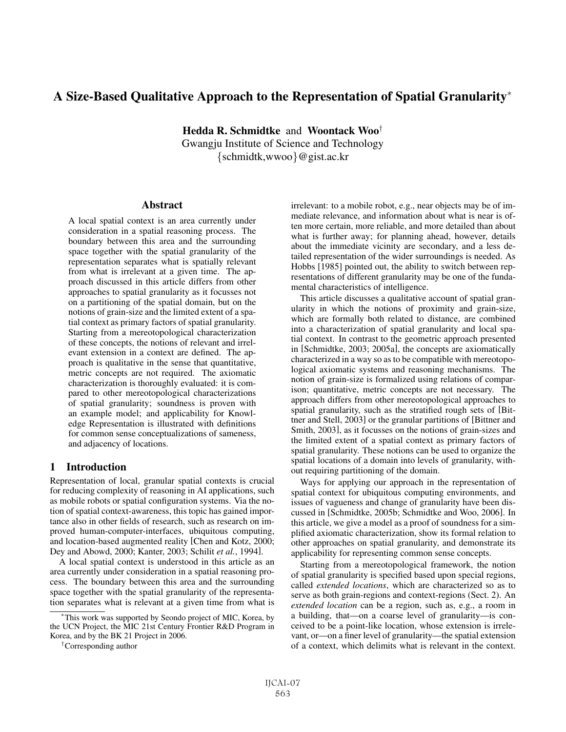# A Size-Based Qualitative Approach to the Representation of Spatial Granularity*

**Hedda R. Schmidtke** and **Woontack Woo**†
Gwangju Institute of Science and Technology
{schmidtk,wwoo}@gist.ac.kr

## Abstract

A local spatial context is an area currently under consideration in a spatial reasoning process. The boundary between this area and the surrounding space together with the spatial granularity of the representation separates what is spatially relevant from what is irrelevant at a given time. The approach discussed in this article differs from other approaches to spatial granularity as it focusses not on a partitioning of the spatial domain, but on the notions of grain-size and the limited extent of a spatial context as primary factors of spatial granularity. Starting from a mereotopological characterization of these concepts, the notions of relevant and irrelevant extension in a context are defined. The approach is qualitative in the sense that quantitative, metric concepts are not required. The axiomatic characterization is thoroughly evaluated: it is compared to other mereotopological characterizations of spatial granularity; soundness is proven with an example model; and applicability for Knowledge Representation is illustrated with definitions for common sense conceptualizations of sameness, and adjacency of locations.

## 1 Introduction

Representation of local, granular spatial contexts is crucial for reducing complexity of reasoning in AI applications, such as mobile robots or spatial configuration systems. Via the notion of spatial context-awareness, this topic has gained importance also in other fields of research, such as research on improved human-computer-interfaces, ubiquitous computing, and location-based augmented reality [Chen and Kotz, 2000; Dey and Abowd, 2000; Kanter, 2003; Schilit *et al.*, 1994].

A local spatial context is understood in this article as an area currently under consideration in a spatial reasoning process. The boundary between this area and the surrounding space together with the spatial granularity of the representation separates what is relevant at a given time from what is irrelevant: to a mobile robot, e.g., near objects may be of immediate relevance, and information about what is near is often more certain, more reliable, and more detailed than about what is further away; for planning ahead, however, details about the immediate vicinity are secondary, and a less detailed representation of the wider surroundings is needed. As Hobbs [1985] pointed out, the ability to switch between representations of different granularity may be one of the fundamental characteristics of intelligence.

This article discusses a qualitative account of spatial granularity in which the notions of proximity and grain-size, which are formally both related to distance, are combined into a characterization of spatial granularity and local spatial context. In contrast to the geometric approach presented in [Schmidtke, 2003; 2005a], the concepts are axiomatically characterized in a way so as to be compatible with mereotopological axiomatic systems and reasoning mechanisms. The notion of grain-size is formalized using relations of comparison; quantitative, metric concepts are not necessary. The approach differs from other mereotopological approaches to spatial granularity, such as the stratified rough sets of [Bittner and Stell, 2003] or the granular partitions of [Bittner and Smith, 2003], as it focusses on the notions of grain-sizes and the limited extent of a spatial context as primary factors of spatial granularity. These notions can be used to organize the spatial locations of a domain into levels of granularity, without requiring partitioning of the domain.

Ways for applying our approach in the representation of spatial context for ubiquitous computing environments, and issues of vagueness and change of granularity have been discussed in [Schmidtke, 2005b; Schmidtke and Woo, 2006]. In this article, we give a model as a proof of soundness for a simplified axiomatic characterization, show its formal relation to other approaches on spatial granularity, and demonstrate its applicability for representing common sense concepts.

Starting from a mereotopological framework, the notion of spatial granularity is specified based upon special regions, called *extended locations*, which are characterized so as to serve as both grain-regions and context-regions (Sect. 2). An *extended location* can be a region, such as, e.g., a room in a building, that—on a coarse level of granularity—is conceived to be a point-like location, whose extension is irrelevant, or—on a finer level of granularity—the spatial extension of a context, which delimits what is relevant in the context.

*This work was supported by Seondo project of MIC, Korea, by the UCN Project, the MIC 21st Century Frontier R&D Program in Korea, and by the BK 21 Project in 2006.

†Corresponding author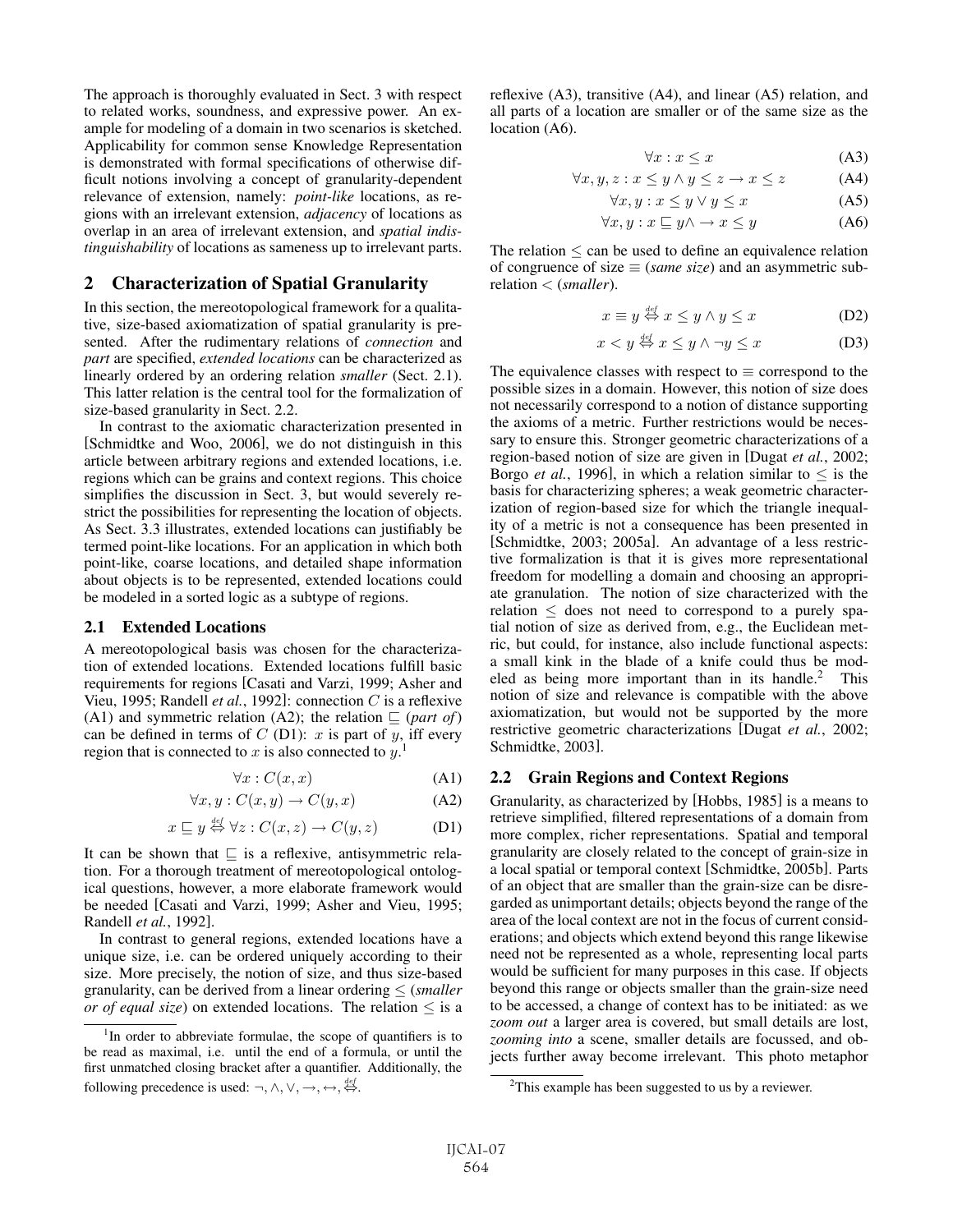The approach is thoroughly evaluated in Sect. 3 with respect to related works, soundness, and expressive power. An example for modeling of a domain in two scenarios is sketched. Applicability for common sense Knowledge Representation is demonstrated with formal specifications of otherwise difficult notions involving a concept of granularity-dependent relevance of extension, namely: *point-like* locations, as regions with an irrelevant extension, *adjacency* of locations as overlap in an area of irrelevant extension, and *spatial indistinguishability* of locations as sameness up to irrelevant parts.

## 2 Characterization of Spatial Granularity

In this section, the mereotopological framework for a qualitative, size-based axiomatization of spatial granularity is presented. After the rudimentary relations of *connection* and *part* are specified, *extended locations* can be characterized as linearly ordered by an ordering relation *smaller* (Sect. 2.1). This latter relation is the central tool for the formalization of size-based granularity in Sect. 2.2.

In contrast to the axiomatic characterization presented in [Schmidtke and Woo, 2006], we do not distinguish in this article between arbitrary regions and extended locations, i.e. regions which can be grains and context regions. This choice simplifies the discussion in Sect. 3, but would severely restrict the possibilities for representing the location of objects. As Sect. 3.3 illustrates, extended locations can justifiably be termed point-like locations. For an application in which both point-like, coarse locations, and detailed shape information about objects is to be represented, extended locations could be modeled in a sorted logic as a subtype of regions.

### 2.1 Extended Locations

A mereotopological basis was chosen for the characterization of extended locations. Extended locations fulfill basic requirements for regions [Casati and Varzi, 1999; Asher and Vieu, 1995; Randell *et al.*, 1992]: connection $C$ is a reflexive (A1) and symmetric relation (A2); the relation $\sqsubseteq$ (*part of*) can be defined in terms of $C$ (D1): $x$ is part of $y$, iff every region that is connected to $x$ is also connected to $y$.[1]

$$\forall x : C(x, x) \tag{A1}$$

$$\forall x, y : C(x, y) \rightarrow C(y, x) \tag{A2}$$

$$x \sqsubseteq y \overset{def}{\Leftrightarrow} \forall z : C(x, z) \rightarrow C(y, z) \tag{D1}$$

It can be shown that $\sqsubseteq$ is a reflexive, antisymmetric relation. For a thorough treatment of mereotopological ontological questions, however, a more elaborate framework would be needed [Casati and Varzi, 1999; Asher and Vieu, 1995; Randell *et al.*, 1992].

In contrast to general regions, extended locations have a unique size, i.e. can be ordered uniquely according to their size. More precisely, the notion of size, and thus size-based granularity, can be derived from a linear ordering $\leq$ (*smaller or of equal size*) on extended locations. The relation $\leq$ is a reflexive (A3), transitive (A4), and linear (A5) relation, and all parts of a location are smaller or of the same size as the location (A6).

$$\forall x : x \leq x \tag{A3}$$

$$\forall x, y, z : x \leq y \wedge y \leq z \rightarrow x \leq z \tag{A4}$$

$$\forall x, y : x \leq y \vee y \leq x \tag{A5}$$

$$\forall x, y : x \sqsubseteq y \wedge \rightarrow x \leq y \tag{A6}$$

The relation $\leq$ can be used to define an equivalence relation of congruence of size $\equiv$ (*same size*) and an asymmetric subrelation $<$ (*smaller*).

$$x \equiv y \overset{def}{\Leftrightarrow} x \leq y \wedge y \leq x \tag{D2}$$

$$x < y \overset{def}{\Leftrightarrow} x \leq y \wedge \neg y \leq x \tag{D3}$$

The equivalence classes with respect to $\equiv$ correspond to the possible sizes in a domain. However, this notion of size does not necessarily correspond to a notion of distance supporting the axioms of a metric. Further restrictions would be necessary to ensure this. Stronger geometric characterizations of a region-based notion of size are given in [Dugat *et al.*, 2002; Borgo *et al.*, 1996], in which a relation similar to $\leq$ is the basis for characterizing spheres; a weak geometric characterization of region-based size for which the triangle inequality of a metric is not a consequence has been presented in [Schmidtke, 2003; 2005a]. An advantage of a less restrictive formalization is that it is gives more representational freedom for modelling a domain and choosing an appropriate granulation. The notion of size characterized with the relation $\leq$ does not need to correspond to a purely spatial notion of size as derived from, e.g., the Euclidean metric, but could, for instance, also include functional aspects: a small kink in the blade of a knife could thus be modeled as being more important than in its handle.[2] This notion of size and relevance is compatible with the above axiomatization, but would not be supported by the more restrictive geometric characterizations [Dugat *et al.*, 2002; Schmidtke, 2003].

### 2.2 Grain Regions and Context Regions

Granularity, as characterized by [Hobbs, 1985] is a means to retrieve simplified, filtered representations of a domain from more complex, richer representations. Spatial and temporal granularity are closely related to the concept of grain-size in a local spatial or temporal context [Schmidtke, 2005b]. Parts of an object that are smaller than the grain-size can be disregarded as unimportant details; objects beyond the range of the area of the local context are not in the focus of current considerations; and objects which extend beyond this range likewise need not be represented as a whole, representing local parts would be sufficient for many purposes in this case. If objects beyond this range or objects smaller than the grain-size need to be accessed, a change of context has to be initiated: as we *zoom out* a larger area is covered, but small details are lost, *zooming into* a scene, smaller details are focussed, and objects further away become irrelevant. This photo metaphor

[1] In order to abbreviate formulae, the scope of quantifiers is to be read as maximal, i.e. until the end of a formula, or until the first unmatched closing bracket after a quantifier. Additionally, the following precedence is used: $\neg, \wedge, \vee, \rightarrow, \leftrightarrow, \overset{def}{\Leftrightarrow}$.

[2] This example has been suggested to us by a reviewer.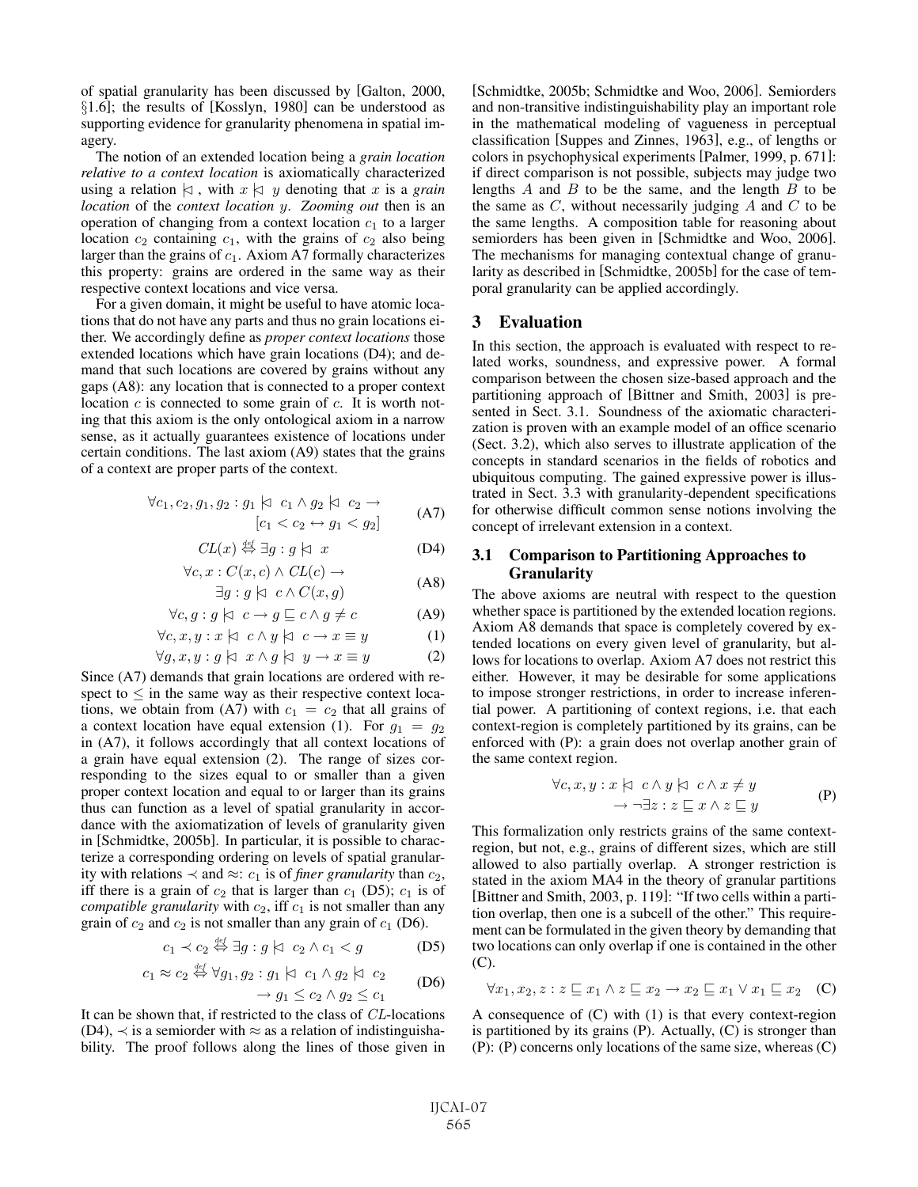of spatial granularity has been discussed by [Galton, 2000, §1.6]; the results of [Kosslyn, 1980] can be understood as supporting evidence for granularity phenomena in spatial imagery.

The notion of an extended location being a *grain location relative to a context location* is axiomatically characterized using a relation $\ltimes\!\!\!\!\rhd$, with $x \ltimes\!\!\!\!\rhd y$ denoting that $x$ is a *grain location* of the *context location* $y$. *Zooming out* then is an operation of changing from a context location $c_1$ to a larger location $c_2$ containing $c_1$, with the grains of $c_2$ also being larger than the grains of $c_1$. Axiom A7 formally characterizes this property: grains are ordered in the same way as their respective context locations and vice versa.

For a given domain, it might be useful to have atomic locations that do not have any parts and thus no grain locations either. We accordingly define as *proper context locations* those extended locations which have grain locations (D4); and demand that such locations are covered by grains without any gaps (A8): any location that is connected to a proper context location $c$ is connected to some grain of $c$. It is worth noting that this axiom is the only ontological axiom in a narrow sense, as it actually guarantees existence of locations under certain conditions. The last axiom (A9) states that the grains of a context are proper parts of the context.

$$\forall c_1, c_2, g_1, g_2 : g_1 \ltimes\!\!\!\!\rhd c_1 \wedge g_2 \ltimes\!\!\!\!\rhd c_2 \rightarrow [c_1 < c_2 \leftrightarrow g_1 < g_2] \tag{A7}$$

$$CL(x) \overset{def}{\Leftrightarrow} \exists g : g \ltimes\!\!\!\!\rhd x \tag{D4}$$

$$\forall c, x : C(x, c) \wedge CL(c) \rightarrow \exists g : g \ltimes\!\!\!\!\rhd c \wedge C(x, g) \tag{A8}$$

$$\forall c, g : g \ltimes\!\!\!\!\rhd c \rightarrow g \sqsubseteq c \wedge g \neq c \tag{A9}$$

$$\forall c, x, y : x \ltimes\!\!\!\!\rhd c \wedge y \ltimes\!\!\!\!\rhd c \rightarrow x \equiv y \tag{1}$$

$$\forall g, x, y : g \ltimes\!\!\!\!\rhd x \wedge g \ltimes\!\!\!\!\rhd y \rightarrow x \equiv y \tag{2}$$

Since (A7) demands that grain locations are ordered with respect to $\leq$ in the same way as their respective context locations, we obtain from (A7) with $c_1 = c_2$ that all grains of a context location have equal extension (1). For $g_1 = g_2$ in (A7), it follows accordingly that all context locations of a grain have equal extension (2). The range of sizes corresponding to the sizes equal to or smaller than a given proper context location and equal to or larger than its grains thus can function as a level of spatial granularity in accordance with the axiomatization of levels of granularity given in [Schmidtke, 2005b]. In particular, it is possible to characterize a corresponding ordering on levels of spatial granularity with relations $\prec$ and $\approx$: $c_1$ is of *finer granularity* than $c_2$, iff there is a grain of $c_2$ that is larger than $c_1$ (D5); $c_1$ is of *compatible granularity* with $c_2$, iff $c_1$ is not smaller than any grain of $c_2$ and $c_2$ is not smaller than any grain of $c_1$ (D6).

$$c_1 \prec c_2 \overset{def}{\Leftrightarrow} \exists g : g \ltimes\!\!\!\!\rhd c_2 \wedge c_1 < g \tag{D5}$$

$$c_1 \approx c_2 \overset{def}{\Leftrightarrow} \forall g_1, g_2 : g_1 \ltimes\!\!\!\!\rhd c_1 \wedge g_2 \ltimes\!\!\!\!\rhd c_2 \rightarrow g_1 \leq c_2 \wedge g_2 \leq c_1 \tag{D6}$$

It can be shown that, if restricted to the class of $CL$-locations (D4), $\prec$ is a semiorder with $\approx$ as a relation of indistinguishability. The proof follows along the lines of those given in [Schmidtke, 2005b; Schmidtke and Woo, 2006]. Semiorders and non-transitive indistinguishability play an important role in the mathematical modeling of vagueness in perceptual classification [Suppes and Zinnes, 1963], e.g., of lengths or colors in psychophysical experiments [Palmer, 1999, p. 671]: if direct comparison is not possible, subjects may judge two lengths $A$ and $B$ to be the same, and the length $B$ to be the same as $C$, without necessarily judging $A$ and $C$ to be the same lengths. A composition table for reasoning about semiorders has been given in [Schmidtke and Woo, 2006]. The mechanisms for managing contextual change of granularity as described in [Schmidtke, 2005b] for the case of temporal granularity can be applied accordingly.

## 3 Evaluation

In this section, the approach is evaluated with respect to related works, soundness, and expressive power. A formal comparison between the chosen size-based approach and the partitioning approach of [Bittner and Smith, 2003] is presented in Sect. 3.1. Soundness of the axiomatic characterization is proven with an example model of an office scenario (Sect. 3.2), which also serves to illustrate application of the concepts in standard scenarios in the fields of robotics and ubiquitous computing. The gained expressive power is illustrated in Sect. 3.3 with granularity-dependent specifications for otherwise difficult common sense notions involving the concept of irrelevant extension in a context.

### 3.1 Comparison to Partitioning Approaches to Granularity

The above axioms are neutral with respect to the question whether space is partitioned by the extended location regions. Axiom A8 demands that space is completely covered by extended locations on every given level of granularity, but allows for locations to overlap. Axiom A7 does not restrict this either. However, it may be desirable for some applications to impose stronger restrictions, in order to increase inferential power. A partitioning of context regions, i.e. that each context-region is completely partitioned by its grains, can be enforced with (P): a grain does not overlap another grain of the same context region.

$$\forall c, x, y : x \ltimes\!\!\!\!\rhd c \wedge y \ltimes\!\!\!\!\rhd c \wedge x \neq y \rightarrow \neg \exists z : z \sqsubseteq x \wedge z \sqsubseteq y \tag{P}$$

This formalization only restricts grains of the same context-region, but not, e.g., grains of different sizes, which are still allowed to also partially overlap. A stronger restriction is stated in the axiom MA4 in the theory of granular partitions [Bittner and Smith, 2003, p. 119]: "If two cells within a partition overlap, then one is a subcell of the other." This requirement can be formulated in the given theory by demanding that two locations can only overlap if one is contained in the other (C).

$$\forall x_1, x_2, z : z \sqsubseteq x_1 \wedge z \sqsubseteq x_2 \rightarrow x_2 \sqsubseteq x_1 \vee x_1 \sqsubseteq x_2 \tag{C}$$

A consequence of (C) with (1) is that every context-region is partitioned by its grains (P). Actually, (C) is stronger than (P): (P) concerns only locations of the same size, whereas (C)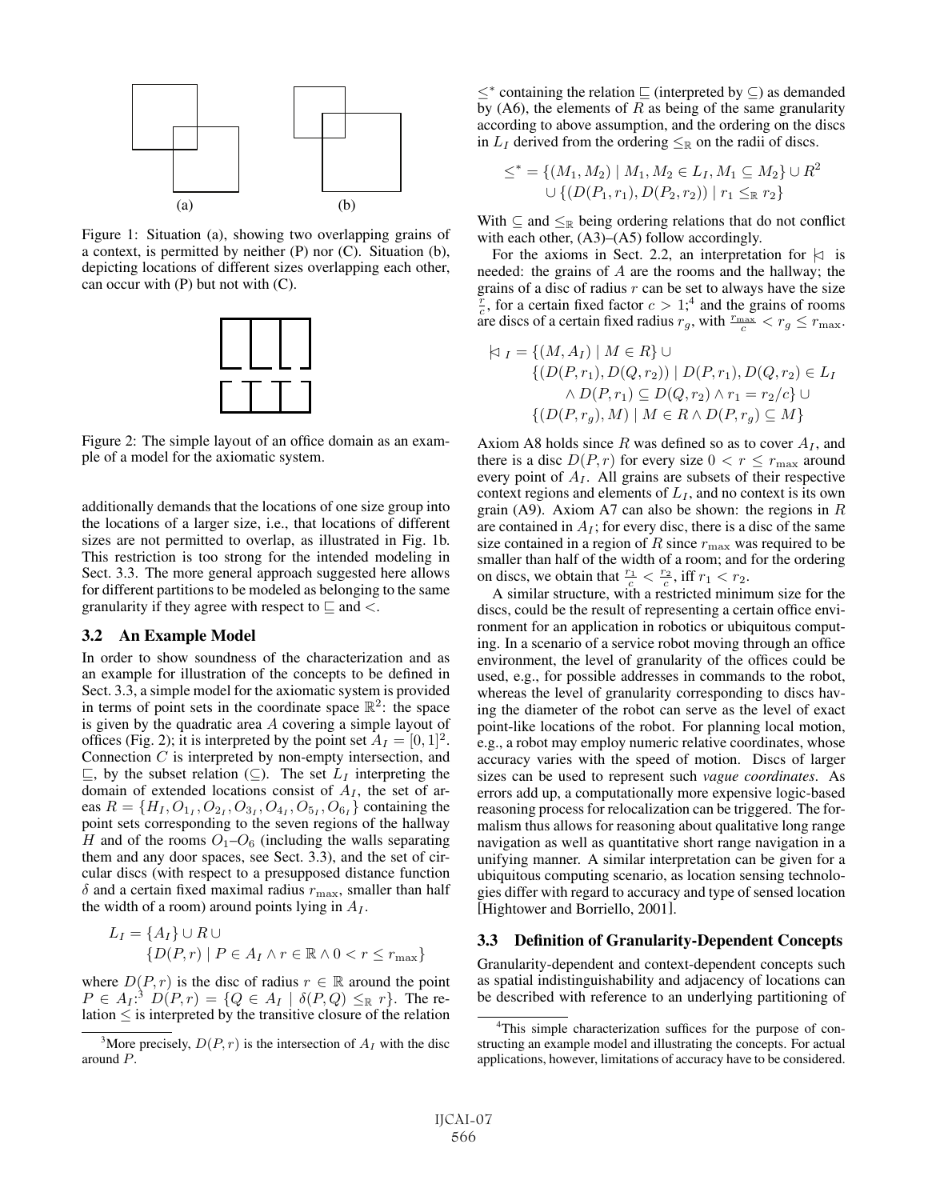(a) (b)

Figure 1: Situation (a), showing two overlapping grains of a context, is permitted by neither (P) nor (C). Situation (b), depicting locations of different sizes overlapping each other, can occur with (P) but not with (C).

Figure 2: The simple layout of an office domain as an example of a model for the axiomatic system.

additionally demands that the locations of one size group into the locations of a larger size, i.e., that locations of different sizes are not permitted to overlap, as illustrated in Fig. 1b. This restriction is too strong for the intended modeling in Sect. 3.3. The more general approach suggested here allows for different partitions to be modeled as belonging to the same granularity if they agree with respect to $\sqsubseteq$ and $<$.

### 3.2 An Example Model

In order to show soundness of the characterization and as an example for illustration of the concepts to be defined in Sect. 3.3, a simple model for the axiomatic system is provided in terms of point sets in the coordinate space $\mathbb{R}^2$: the space is given by the quadratic area $A$ covering a simple layout of offices (Fig. 2); it is interpreted by the point set $A_I = [0,1]^2$. Connection $C$ is interpreted by non-empty intersection, and $\sqsubseteq$, by the subset relation ($\subseteq$). The set $L_I$ interpreting the domain of extended locations consist of $A_I$, the set of areas $R = \{H_I, O_{1_I}, O_{2_I}, O_{3_I}, O_{4_I}, O_{5_I}, O_{6_I}\}$ containing the point sets corresponding to the seven regions of the hallway $H$ and of the rooms $O_1$–$O_6$ (including the walls separating them and any door spaces, see Sect. 3.3), and the set of circular discs (with respect to a presupposed distance function $\delta$ and a certain fixed maximal radius $r_{\max}$, smaller than half the width of a room) around points lying in $A_I$.

$$L_I = \{A_I\} \cup R \cup \{D(P,r) \mid P \in A_I \wedge r \in \mathbb{R} \wedge 0 < r \leq r_{\max}\}$$

where $D(P,r)$ is the disc of radius $r \in \mathbb{R}$ around the point $P \in A_I$:[3] $D(P,r) = \{Q \in A_I \mid \delta(P,Q) \leq_{\mathbb{R}} r\}$. The relation $\leq$ is interpreted by the transitive closure of the relation $\leq^*$ containing the relation $\sqsubseteq$ (interpreted by $\subseteq$) as demanded by (A6), the elements of $R$ as being of the same granularity according to above assumption, and the ordering on the discs in $L_I$ derived from the ordering $\leq_{\mathbb{R}}$ on the radii of discs.

$$\leq^* = \{(M_1, M_2) \mid M_1, M_2 \in L_I, M_1 \subseteq M_2\} \cup R^2 \cup \{(D(P_1,r_1), D(P_2,r_2)) \mid r_1 \leq_{\mathbb{R}} r_2\}$$

With $\subseteq$ and $\leq_{\mathbb{R}}$ being ordering relations that do not conflict with each other, (A3)–(A5) follow accordingly.

For the axioms in Sect. 2.2, an interpretation for $\triangleleft$ is needed: the grains of $A$ are the rooms and the hallway; the grains of a disc of radius $r$ can be set to always have the size $\frac{r}{c}$, for a certain fixed factor $c > 1$;[4] and the grains of rooms are discs of a certain fixed radius $r_g$, with $\frac{r_{\max}}{c} < r_g \leq r_{\max}$.

$$\begin{aligned}\triangleleft_I = \{&(M, A_I) \mid M \in R\} \cup \\ \{&(D(P,r_1), D(Q,r_2)) \mid D(P,r_1), D(Q,r_2) \in L_I \\ &\wedge D(P,r_1) \subseteq D(Q,r_2) \wedge r_1 = r_2/c\} \cup \\ \{&(D(P,r_g), M) \mid M \in R \wedge D(P,r_g) \subseteq M\}\end{aligned}$$

Axiom A8 holds since $R$ was defined so as to cover $A_I$, and there is a disc $D(P,r)$ for every size $0 < r \leq r_{\max}$ around every point of $A_I$. All grains are subsets of their respective context regions and elements of $L_I$, and no context is its own grain (A9). Axiom A7 can also be shown: the regions in $R$ are contained in $A_I$; for every disc, there is a disc of the same size contained in a region of $R$ since $r_{\max}$ was required to be smaller than half of the width of a room; and for the ordering on discs, we obtain that $\frac{r_1}{c} < \frac{r_2}{c}$, iff $r_1 < r_2$.

A similar structure, with a restricted minimum size for the discs, could be the result of representing a certain office environment for an application in robotics or ubiquitous computing. In a scenario of a service robot moving through an office environment, the level of granularity of the offices could be used, e.g., for possible addresses in commands to the robot, whereas the level of granularity corresponding to discs having the diameter of the robot can serve as the level of exact point-like locations of the robot. For planning local motion, e.g., a robot may employ numeric relative coordinates, whose accuracy varies with the speed of motion. Discs of larger sizes can be used to represent such *vague coordinates*. As errors add up, a computationally more expensive logic-based reasoning process for relocalization can be triggered. The formalism thus allows for reasoning about qualitative long range navigation as well as quantitative short range navigation in a unifying manner. A similar interpretation can be given for a ubiquitous computing scenario, as location sensing technologies differ with regard to accuracy and type of sensed location [Hightower and Borriello, 2001].

### 3.3 Definition of Granularity-Dependent Concepts

Granularity-dependent and context-dependent concepts such as spatial indistinguishability and adjacency of locations can be described with reference to an underlying partitioning of

[3] More precisely, $D(P,r)$ is the intersection of $A_I$ with the disc around $P$.

[4] This simple characterization suffices for the purpose of constructing an example model and illustrating the concepts. For actual applications, however, limitations of accuracy have to be considered.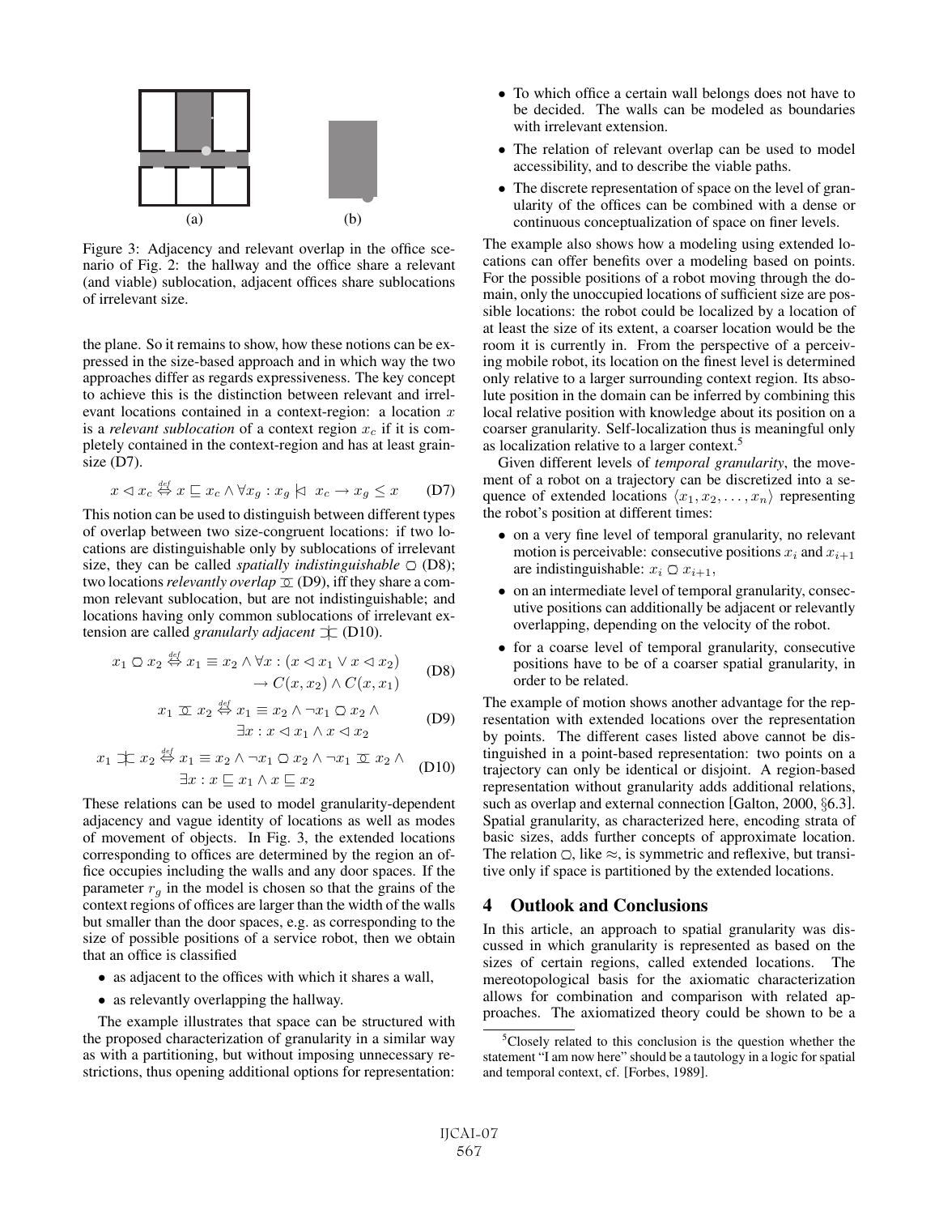(a) (b)

Figure 3: Adjacency and relevant overlap in the office scenario of Fig. 2: the hallway and the office share a relevant (and viable) sublocation, adjacent offices share sublocations of irrelevant size.

the plane. So it remains to show, how these notions can be expressed in the size-based approach and in which way the two approaches differ as regards expressiveness. The key concept to achieve this is the distinction between relevant and irrelevant locations contained in a context-region: a location $x$ is a *relevant sublocation* of a context region $x_c$ if it is completely contained in the context-region and has at least grain-size (D7).

$$x \lhd x_c \overset{def}{\Leftrightarrow} x \sqsubseteq x_c \wedge \forall x_g : x_g \not\lhd\!\!\!\!\mid\;\, x_c \rightarrow x_g \leq x \qquad \text{(D7)}$$

This notion can be used to distinguish between different types of overlap between two size-congruent locations: if two locations are distinguishable only by sublocations of irrelevant size, they can be called *spatially indistinguishable* $\bigcirc$ (D8); two locations *relevantly overlap* $\mathrel{\underline{\bigcirc}}$ (D9), iff they share a common relevant sublocation, but are not indistinguishable; and locations having only common sublocations of irrelevant extension are called *granularly adjacent* $\mathrel{\supset\!\!\!\subset}$ (D10).

$$x_1 \bigcirc x_2 \overset{def}{\Leftrightarrow} x_1 \equiv x_2 \wedge \forall x : (x \lhd x_1 \vee x \lhd x_2) \rightarrow C(x, x_2) \wedge C(x, x_1) \qquad \text{(D8)}$$

$$x_1 \mathrel{\underline{\bigcirc}} x_2 \overset{def}{\Leftrightarrow} x_1 \equiv x_2 \wedge \neg x_1 \bigcirc x_2 \wedge \exists x : x \lhd x_1 \wedge x \lhd x_2 \qquad \text{(D9)}$$

$$x_1 \mathrel{\supset\!\!\!\subset} x_2 \overset{def}{\Leftrightarrow} x_1 \equiv x_2 \wedge \neg x_1 \bigcirc x_2 \wedge \neg x_1 \mathrel{\underline{\bigcirc}} x_2 \wedge \exists x : x \sqsubseteq x_1 \wedge x \sqsubseteq x_2 \qquad \text{(D10)}$$

These relations can be used to model granularity-dependent adjacency and vague identity of locations as well as modes of movement of objects. In Fig. 3, the extended locations corresponding to offices are determined by the region an office occupies including the walls and any door spaces. If the parameter $r_g$ in the model is chosen so that the grains of the context regions of offices are larger than the width of the walls but smaller than the door spaces, e.g. as corresponding to the size of possible positions of a service robot, then we obtain that an office is classified

- as adjacent to the offices with which it shares a wall,
- as relevantly overlapping the hallway.

The example illustrates that space can be structured with the proposed characterization of granularity in a similar way as with a partitioning, but without imposing unnecessary restrictions, thus opening additional options for representation:

- To which office a certain wall belongs does not have to be decided. The walls can be modeled as boundaries with irrelevant extension.
- The relation of relevant overlap can be used to model accessibility, and to describe the viable paths.
- The discrete representation of space on the level of granularity of the offices can be combined with a dense or continuous conceptualization of space on finer levels.

The example also shows how a modeling using extended locations can offer benefits over a modeling based on points. For the possible positions of a robot moving through the domain, only the unoccupied locations of sufficient size are possible locations: the robot could be localized by a location of at least the size of its extent, a coarser location would be the room it is currently in. From the perspective of a perceiving mobile robot, its location on the finest level is determined only relative to a larger surrounding context region. Its absolute position in the domain can be inferred by combining this local relative position with knowledge about its position on a coarser granularity. Self-localization thus is meaningful only as localization relative to a larger context.[5]

Given different levels of *temporal granularity*, the movement of a robot on a trajectory can be discretized into a sequence of extended locations $\langle x_1, x_2, \ldots, x_n \rangle$ representing the robot's position at different times:

- on a very fine level of temporal granularity, no relevant motion is perceivable: consecutive positions $x_i$ and $x_{i+1}$ are indistinguishable: $x_i \bigcirc x_{i+1}$,
- on an intermediate level of temporal granularity, consecutive positions can additionally be adjacent or relevantly overlapping, depending on the velocity of the robot.
- for a coarse level of temporal granularity, consecutive positions have to be of a coarser spatial granularity, in order to be related.

The example of motion shows another advantage for the representation with extended locations over the representation by points. The different cases listed above cannot be distinguished in a point-based representation: two points on a trajectory can only be identical or disjoint. A region-based representation without granularity adds additional relations, such as overlap and external connection [Galton, 2000, §6.3]. Spatial granularity, as characterized here, encoding strata of basic sizes, adds further concepts of approximate location. The relation $\bigcirc$, like $\approx$, is symmetric and reflexive, but transitive only if space is partitioned by the extended locations.

## 4 Outlook and Conclusions

In this article, an approach to spatial granularity was discussed in which granularity is represented as based on the sizes of certain regions, called extended locations. The mereotopological basis for the axiomatic characterization allows for combination and comparison with related approaches. The axiomatized theory could be shown to be a

[5] Closely related to this conclusion is the question whether the statement "I am now here" should be a tautology in a logic for spatial and temporal context, cf. [Forbes, 1989].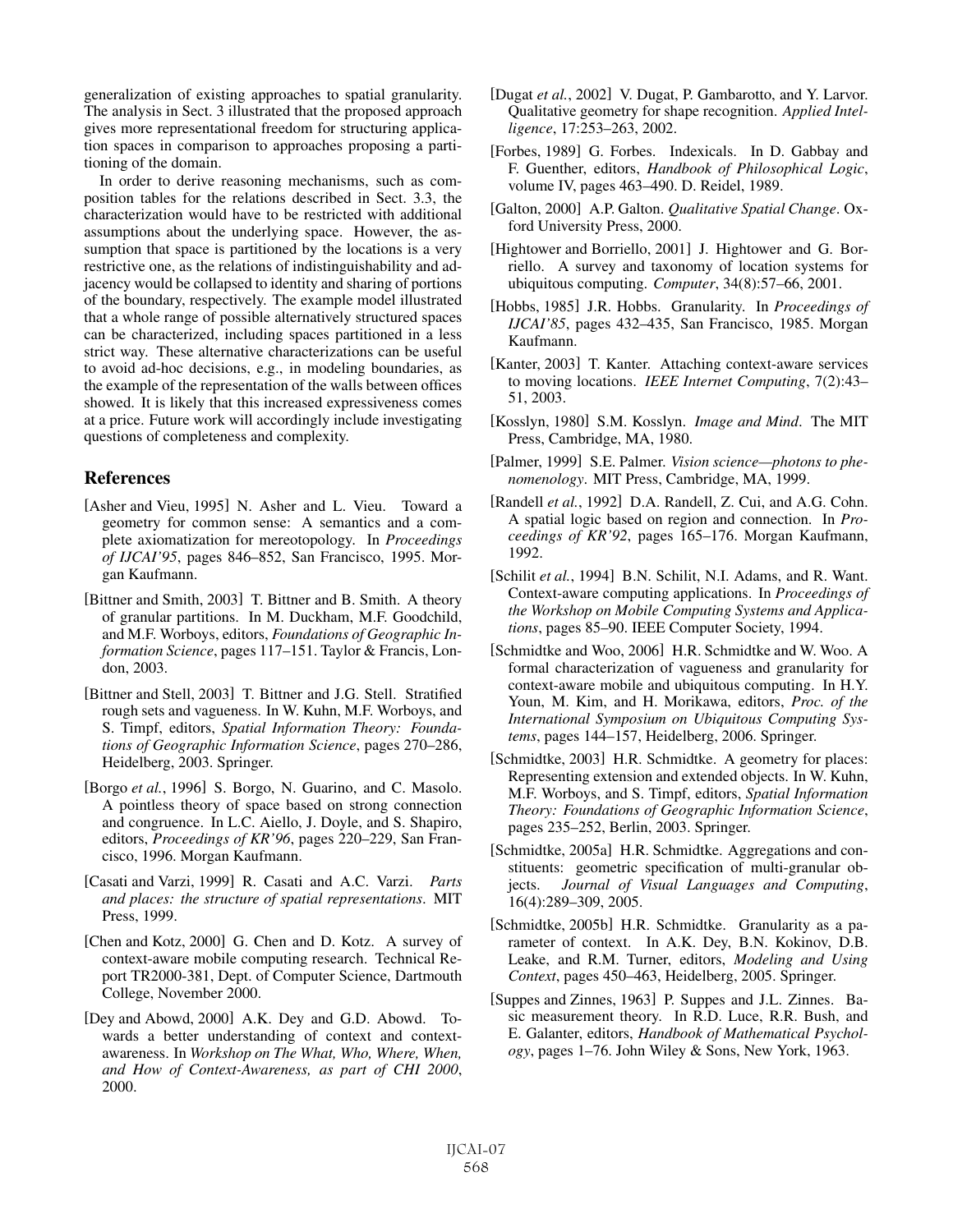generalization of existing approaches to spatial granularity. The analysis in Sect. 3 illustrated that the proposed approach gives more representational freedom for structuring application spaces in comparison to approaches proposing a partitioning of the domain.

In order to derive reasoning mechanisms, such as composition tables for the relations described in Sect. 3.3, the characterization would have to be restricted with additional assumptions about the underlying space. However, the assumption that space is partitioned by the locations is a very restrictive one, as the relations of indistinguishability and adjacency would be collapsed to identity and sharing of portions of the boundary, respectively. The example model illustrated that a whole range of possible alternatively structured spaces can be characterized, including spaces partitioned in a less strict way. These alternative characterizations can be useful to avoid ad-hoc decisions, e.g., in modeling boundaries, as the example of the representation of the walls between offices showed. It is likely that this increased expressiveness comes at a price. Future work will accordingly include investigating questions of completeness and complexity.

## References

[Asher and Vieu, 1995] N. Asher and L. Vieu. Toward a geometry for common sense: A semantics and a complete axiomatization for mereotopology. In *Proceedings of IJCAI'95*, pages 846–852, San Francisco, 1995. Morgan Kaufmann.

[Bittner and Smith, 2003] T. Bittner and B. Smith. A theory of granular partitions. In M. Duckham, M.F. Goodchild, and M.F. Worboys, editors, *Foundations of Geographic Information Science*, pages 117–151. Taylor & Francis, London, 2003.

[Bittner and Stell, 2003] T. Bittner and J.G. Stell. Stratified rough sets and vagueness. In W. Kuhn, M.F. Worboys, and S. Timpf, editors, *Spatial Information Theory: Foundations of Geographic Information Science*, pages 270–286, Heidelberg, 2003. Springer.

[Borgo *et al.*, 1996] S. Borgo, N. Guarino, and C. Masolo. A pointless theory of space based on strong connection and congruence. In L.C. Aiello, J. Doyle, and S. Shapiro, editors, *Proceedings of KR'96*, pages 220–229, San Francisco, 1996. Morgan Kaufmann.

[Casati and Varzi, 1999] R. Casati and A.C. Varzi. *Parts and places: the structure of spatial representations*. MIT Press, 1999.

[Chen and Kotz, 2000] G. Chen and D. Kotz. A survey of context-aware mobile computing research. Technical Report TR2000-381, Dept. of Computer Science, Dartmouth College, November 2000.

[Dey and Abowd, 2000] A.K. Dey and G.D. Abowd. Towards a better understanding of context and context-awareness. In *Workshop on The What, Who, Where, When, and How of Context-Awareness, as part of CHI 2000*, 2000.

[Dugat *et al.*, 2002] V. Dugat, P. Gambarotto, and Y. Larvor. Qualitative geometry for shape recognition. *Applied Intelligence*, 17:253–263, 2002.

[Forbes, 1989] G. Forbes. Indexicals. In D. Gabbay and F. Guenther, editors, *Handbook of Philosophical Logic*, volume IV, pages 463–490. D. Reidel, 1989.

[Galton, 2000] A.P. Galton. *Qualitative Spatial Change*. Oxford University Press, 2000.

[Hightower and Borriello, 2001] J. Hightower and G. Borriello. A survey and taxonomy of location systems for ubiquitous computing. *Computer*, 34(8):57–66, 2001.

[Hobbs, 1985] J.R. Hobbs. Granularity. In *Proceedings of IJCAI'85*, pages 432–435, San Francisco, 1985. Morgan Kaufmann.

[Kanter, 2003] T. Kanter. Attaching context-aware services to moving locations. *IEEE Internet Computing*, 7(2):43–51, 2003.

[Kosslyn, 1980] S.M. Kosslyn. *Image and Mind*. The MIT Press, Cambridge, MA, 1980.

[Palmer, 1999] S.E. Palmer. *Vision science—photons to phenomenology*. MIT Press, Cambridge, MA, 1999.

[Randell *et al.*, 1992] D.A. Randell, Z. Cui, and A.G. Cohn. A spatial logic based on region and connection. In *Proceedings of KR'92*, pages 165–176. Morgan Kaufmann, 1992.

[Schilit *et al.*, 1994] B.N. Schilit, N.I. Adams, and R. Want. Context-aware computing applications. In *Proceedings of the Workshop on Mobile Computing Systems and Applications*, pages 85–90. IEEE Computer Society, 1994.

[Schmidtke and Woo, 2006] H.R. Schmidtke and W. Woo. A formal characterization of vagueness and granularity for context-aware mobile and ubiquitous computing. In H.Y. Youn, M. Kim, and H. Morikawa, editors, *Proc. of the International Symposium on Ubiquitous Computing Systems*, pages 144–157, Heidelberg, 2006. Springer.

[Schmidtke, 2003] H.R. Schmidtke. A geometry for places: Representing extension and extended objects. In W. Kuhn, M.F. Worboys, and S. Timpf, editors, *Spatial Information Theory: Foundations of Geographic Information Science*, pages 235–252, Berlin, 2003. Springer.

[Schmidtke, 2005a] H.R. Schmidtke. Aggregations and constituents: geometric specification of multi-granular objects. *Journal of Visual Languages and Computing*, 16(4):289–309, 2005.

[Schmidtke, 2005b] H.R. Schmidtke. Granularity as a parameter of context. In A.K. Dey, B.N. Kokinov, D.B. Leake, and R.M. Turner, editors, *Modeling and Using Context*, pages 450–463, Heidelberg, 2005. Springer.

[Suppes and Zinnes, 1963] P. Suppes and J.L. Zinnes. Basic measurement theory. In R.D. Luce, R.R. Bush, and E. Galanter, editors, *Handbook of Mathematical Psychology*, pages 1–76. John Wiley & Sons, New York, 1963.